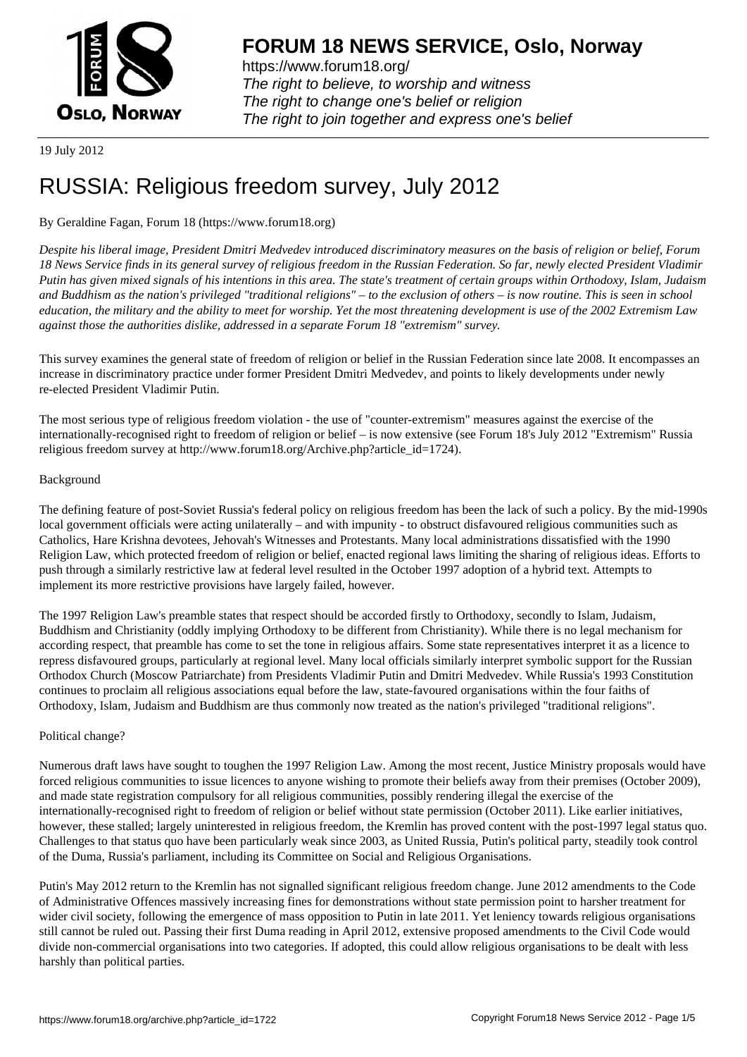**FORUM 18 NEWS SERVICE, Oslo, Norway**

https://www.forum18.org/
*The right to believe, to worship and witness*
*The right to change one's belief or religion*
*The right to join together and express one's belief*

19 July 2012

# RUSSIA: Religious freedom survey, July 2012

By Geraldine Fagan, Forum 18 (https://www.forum18.org)

*Despite his liberal image, President Dmitri Medvedev introduced discriminatory measures on the basis of religion or belief, Forum 18 News Service finds in its general survey of religious freedom in the Russian Federation. So far, newly elected President Vladimir Putin has given mixed signals of his intentions in this area. The state's treatment of certain groups within Orthodoxy, Islam, Judaism and Buddhism as the nation's privileged "traditional religions" – to the exclusion of others – is now routine. This is seen in school education, the military and the ability to meet for worship. Yet the most threatening development is use of the 2002 Extremism Law against those the authorities dislike, addressed in a separate Forum 18 "extremism" survey.*

This survey examines the general state of freedom of religion or belief in the Russian Federation since late 2008. It encompasses an increase in discriminatory practice under former President Dmitri Medvedev, and points to likely developments under newly re-elected President Vladimir Putin.

The most serious type of religious freedom violation - the use of "counter-extremism" measures against the exercise of the internationally-recognised right to freedom of religion or belief – is now extensive (see Forum 18's July 2012 "Extremism" Russia religious freedom survey at http://www.forum18.org/Archive.php?article_id=1724).

Background

The defining feature of post-Soviet Russia's federal policy on religious freedom has been the lack of such a policy. By the mid-1990s local government officials were acting unilaterally – and with impunity - to obstruct disfavoured religious communities such as Catholics, Hare Krishna devotees, Jehovah's Witnesses and Protestants. Many local administrations dissatisfied with the 1990 Religion Law, which protected freedom of religion or belief, enacted regional laws limiting the sharing of religious ideas. Efforts to push through a similarly restrictive law at federal level resulted in the October 1997 adoption of a hybrid text. Attempts to implement its more restrictive provisions have largely failed, however.

The 1997 Religion Law's preamble states that respect should be accorded firstly to Orthodoxy, secondly to Islam, Judaism, Buddhism and Christianity (oddly implying Orthodoxy to be different from Christianity). While there is no legal mechanism for according respect, that preamble has come to set the tone in religious affairs. Some state representatives interpret it as a licence to repress disfavoured groups, particularly at regional level. Many local officials similarly interpret symbolic support for the Russian Orthodox Church (Moscow Patriarchate) from Presidents Vladimir Putin and Dmitri Medvedev. While Russia's 1993 Constitution continues to proclaim all religious associations equal before the law, state-favoured organisations within the four faiths of Orthodoxy, Islam, Judaism and Buddhism are thus commonly now treated as the nation's privileged "traditional religions".

Political change?

Numerous draft laws have sought to toughen the 1997 Religion Law. Among the most recent, Justice Ministry proposals would have forced religious communities to issue licences to anyone wishing to promote their beliefs away from their premises (October 2009), and made state registration compulsory for all religious communities, possibly rendering illegal the exercise of the internationally-recognised right to freedom of religion or belief without state permission (October 2011). Like earlier initiatives, however, these stalled; largely uninterested in religious freedom, the Kremlin has proved content with the post-1997 legal status quo. Challenges to that status quo have been particularly weak since 2003, as United Russia, Putin's political party, steadily took control of the Duma, Russia's parliament, including its Committee on Social and Religious Organisations.

Putin's May 2012 return to the Kremlin has not signalled significant religious freedom change. June 2012 amendments to the Code of Administrative Offences massively increasing fines for demonstrations without state permission point to harsher treatment for wider civil society, following the emergence of mass opposition to Putin in late 2011. Yet leniency towards religious organisations still cannot be ruled out. Passing their first Duma reading in April 2012, extensive proposed amendments to the Civil Code would divide non-commercial organisations into two categories. If adopted, this could allow religious organisations to be dealt with less harshly than political parties.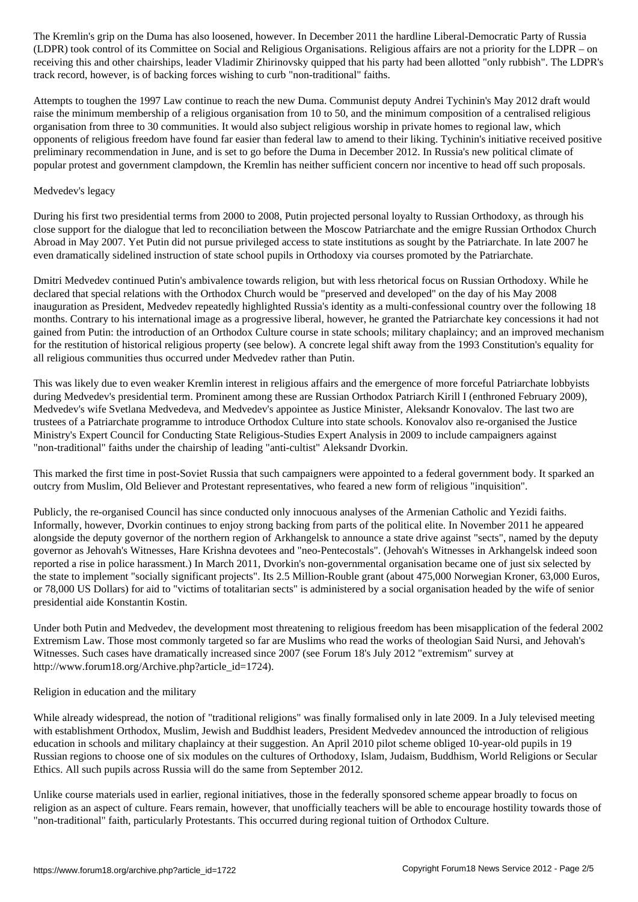The Kremlin's grip on the Duma has also loosened, however. In December 2011 the hardline Liberal-Democratic Party of Russia (LDPR) took control of its Committee on Social and Religious Organisations. Religious affairs are not a priority for the LDPR – on receiving this and other chairships, leader Vladimir Zhirinovsky quipped that his party had been allotted "only rubbish". The LDPR's track record, however, is of backing forces wishing to curb "non-traditional" faiths.

Attempts to toughen the 1997 Law continue to reach the new Duma. Communist deputy Andrei Tychinin's May 2012 draft would raise the minimum membership of a religious organisation from 10 to 50, and the minimum composition of a centralised religious organisation from three to 30 communities. It would also subject religious worship in private homes to regional law, which opponents of religious freedom have found far easier than federal law to amend to their liking. Tychinin's initiative received positive preliminary recommendation in June, and is set to go before the Duma in December 2012. In Russia's new political climate of popular protest and government clampdown, the Kremlin has neither sufficient concern nor incentive to head off such proposals.

## Medvedev's legacy

During his first two presidential terms from 2000 to 2008, Putin projected personal loyalty to Russian Orthodoxy, as through his close support for the dialogue that led to reconciliation between the Moscow Patriarchate and the emigre Russian Orthodox Church Abroad in May 2007. Yet Putin did not pursue privileged access to state institutions as sought by the Patriarchate. In late 2007 he even dramatically sidelined instruction of state school pupils in Orthodoxy via courses promoted by the Patriarchate.

Dmitri Medvedev continued Putin's ambivalence towards religion, but with less rhetorical focus on Russian Orthodoxy. While he declared that special relations with the Orthodox Church would be "preserved and developed" on the day of his May 2008 inauguration as President, Medvedev repeatedly highlighted Russia's identity as a multi-confessional country over the following 18 months. Contrary to his international image as a progressive liberal, however, he granted the Patriarchate key concessions it had not gained from Putin: the introduction of an Orthodox Culture course in state schools; military chaplaincy; and an improved mechanism for the restitution of historical religious property (see below). A concrete legal shift away from the 1993 Constitution's equality for all religious communities thus occurred under Medvedev rather than Putin.

This was likely due to even weaker Kremlin interest in religious affairs and the emergence of more forceful Patriarchate lobbyists during Medvedev's presidential term. Prominent among these are Russian Orthodox Patriarch Kirill I (enthroned February 2009), Medvedev's wife Svetlana Medvedeva, and Medvedev's appointee as Justice Minister, Aleksandr Konovalov. The last two are trustees of a Patriarchate programme to introduce Orthodox Culture into state schools. Konovalov also re-organised the Justice Ministry's Expert Council for Conducting State Religious-Studies Expert Analysis in 2009 to include campaigners against "non-traditional" faiths under the chairship of leading "anti-cultist" Aleksandr Dvorkin.

This marked the first time in post-Soviet Russia that such campaigners were appointed to a federal government body. It sparked an outcry from Muslim, Old Believer and Protestant representatives, who feared a new form of religious "inquisition".

Publicly, the re-organised Council has since conducted only innocuous analyses of the Armenian Catholic and Yezidi faiths. Informally, however, Dvorkin continues to enjoy strong backing from parts of the political elite. In November 2011 he appeared alongside the deputy governor of the northern region of Arkhangelsk to announce a state drive against "sects", named by the deputy governor as Jehovah's Witnesses, Hare Krishna devotees and "neo-Pentecostals". (Jehovah's Witnesses in Arkhangelsk indeed soon reported a rise in police harassment.) In March 2011, Dvorkin's non-governmental organisation became one of just six selected by the state to implement "socially significant projects". Its 2.5 Million-Rouble grant (about 475,000 Norwegian Kroner, 63,000 Euros, or 78,000 US Dollars) for aid to "victims of totalitarian sects" is administered by a social organisation headed by the wife of senior presidential aide Konstantin Kostin.

Under both Putin and Medvedev, the development most threatening to religious freedom has been misapplication of the federal 2002 Extremism Law. Those most commonly targeted so far are Muslims who read the works of theologian Said Nursi, and Jehovah's Witnesses. Such cases have dramatically increased since 2007 (see Forum 18's July 2012 "extremism" survey at http://www.forum18.org/Archive.php?article_id=1724).

## Religion in education and the military

While already widespread, the notion of "traditional religions" was finally formalised only in late 2009. In a July televised meeting with establishment Orthodox, Muslim, Jewish and Buddhist leaders, President Medvedev announced the introduction of religious education in schools and military chaplaincy at their suggestion. An April 2010 pilot scheme obliged 10-year-old pupils in 19 Russian regions to choose one of six modules on the cultures of Orthodoxy, Islam, Judaism, Buddhism, World Religions or Secular Ethics. All such pupils across Russia will do the same from September 2012.

Unlike course materials used in earlier, regional initiatives, those in the federally sponsored scheme appear broadly to focus on religion as an aspect of culture. Fears remain, however, that unofficially teachers will be able to encourage hostility towards those of "non-traditional" faith, particularly Protestants. This occurred during regional tuition of Orthodox Culture.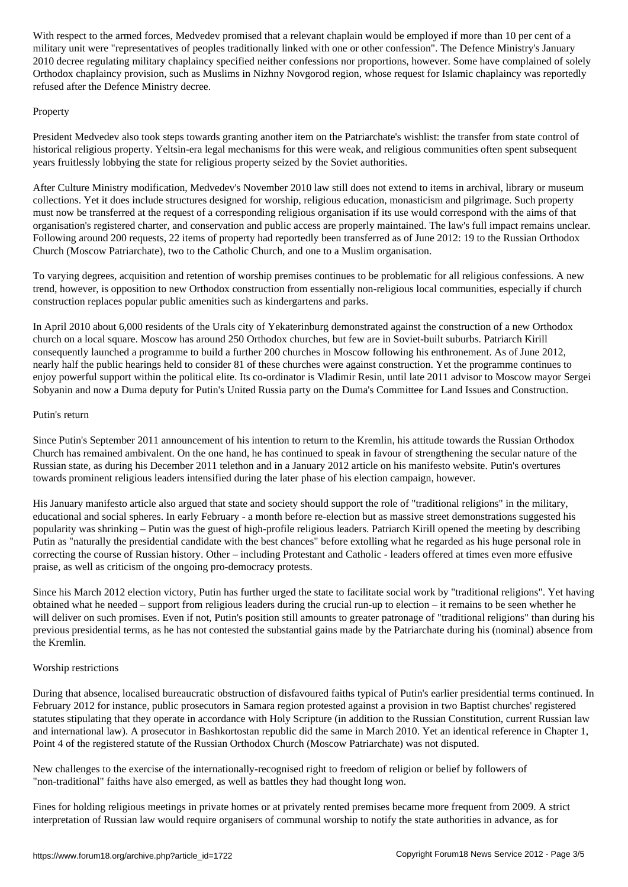With respect to the armed forces, Medvedev promised that a relevant chaplain would be employed if more than 10 per cent of a military unit were "representatives of peoples traditionally linked with one or other confession". The Defence Ministry's January 2010 decree regulating military chaplaincy specified neither confessions nor proportions, however. Some have complained of solely Orthodox chaplaincy provision, such as Muslims in Nizhny Novgorod region, whose request for Islamic chaplaincy was reportedly refused after the Defence Ministry decree.

## Property

President Medvedev also took steps towards granting another item on the Patriarchate's wishlist: the transfer from state control of historical religious property. Yeltsin-era legal mechanisms for this were weak, and religious communities often spent subsequent years fruitlessly lobbying the state for religious property seized by the Soviet authorities.

After Culture Ministry modification, Medvedev's November 2010 law still does not extend to items in archival, library or museum collections. Yet it does include structures designed for worship, religious education, monasticism and pilgrimage. Such property must now be transferred at the request of a corresponding religious organisation if its use would correspond with the aims of that organisation's registered charter, and conservation and public access are properly maintained. The law's full impact remains unclear. Following around 200 requests, 22 items of property had reportedly been transferred as of June 2012: 19 to the Russian Orthodox Church (Moscow Patriarchate), two to the Catholic Church, and one to a Muslim organisation.

To varying degrees, acquisition and retention of worship premises continues to be problematic for all religious confessions. A new trend, however, is opposition to new Orthodox construction from essentially non-religious local communities, especially if church construction replaces popular public amenities such as kindergartens and parks.

In April 2010 about 6,000 residents of the Urals city of Yekaterinburg demonstrated against the construction of a new Orthodox church on a local square. Moscow has around 250 Orthodox churches, but few are in Soviet-built suburbs. Patriarch Kirill consequently launched a programme to build a further 200 churches in Moscow following his enthronement. As of June 2012, nearly half the public hearings held to consider 81 of these churches were against construction. Yet the programme continues to enjoy powerful support within the political elite. Its co-ordinator is Vladimir Resin, until late 2011 advisor to Moscow mayor Sergei Sobyanin and now a Duma deputy for Putin's United Russia party on the Duma's Committee for Land Issues and Construction.

## Putin's return

Since Putin's September 2011 announcement of his intention to return to the Kremlin, his attitude towards the Russian Orthodox Church has remained ambivalent. On the one hand, he has continued to speak in favour of strengthening the secular nature of the Russian state, as during his December 2011 telethon and in a January 2012 article on his manifesto website. Putin's overtures towards prominent religious leaders intensified during the later phase of his election campaign, however.

His January manifesto article also argued that state and society should support the role of "traditional religions" in the military, educational and social spheres. In early February - a month before re-election but as massive street demonstrations suggested his popularity was shrinking – Putin was the guest of high-profile religious leaders. Patriarch Kirill opened the meeting by describing Putin as "naturally the presidential candidate with the best chances" before extolling what he regarded as his huge personal role in correcting the course of Russian history. Other – including Protestant and Catholic - leaders offered at times even more effusive praise, as well as criticism of the ongoing pro-democracy protests.

Since his March 2012 election victory, Putin has further urged the state to facilitate social work by "traditional religions". Yet having obtained what he needed – support from religious leaders during the crucial run-up to election – it remains to be seen whether he will deliver on such promises. Even if not, Putin's position still amounts to greater patronage of "traditional religions" than during his previous presidential terms, as he has not contested the substantial gains made by the Patriarchate during his (nominal) absence from the Kremlin.

## Worship restrictions

During that absence, localised bureaucratic obstruction of disfavoured faiths typical of Putin's earlier presidential terms continued. In February 2012 for instance, public prosecutors in Samara region protested against a provision in two Baptist churches' registered statutes stipulating that they operate in accordance with Holy Scripture (in addition to the Russian Constitution, current Russian law and international law). A prosecutor in Bashkortostan republic did the same in March 2010. Yet an identical reference in Chapter 1, Point 4 of the registered statute of the Russian Orthodox Church (Moscow Patriarchate) was not disputed.

New challenges to the exercise of the internationally-recognised right to freedom of religion or belief by followers of "non-traditional" faiths have also emerged, as well as battles they had thought long won.

Fines for holding religious meetings in private homes or at privately rented premises became more frequent from 2009. A strict interpretation of Russian law would require organisers of communal worship to notify the state authorities in advance, as for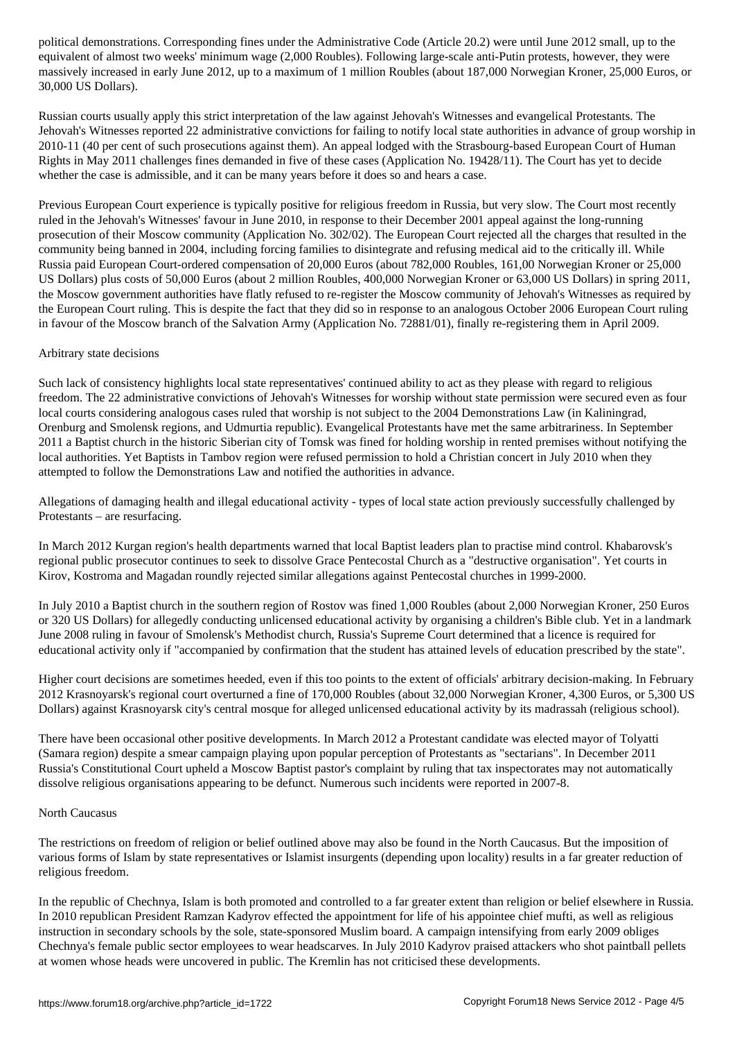political demonstrations. Corresponding fines under the Administrative Code (Article 20.2) were until June 2012 small, up to the equivalent of almost two weeks' minimum wage (2,000 Roubles). Following large-scale anti-Putin protests, however, they were massively increased in early June 2012, up to a maximum of 1 million Roubles (about 187,000 Norwegian Kroner, 25,000 Euros, or 30,000 US Dollars).

Russian courts usually apply this strict interpretation of the law against Jehovah's Witnesses and evangelical Protestants. The Jehovah's Witnesses reported 22 administrative convictions for failing to notify local state authorities in advance of group worship in 2010-11 (40 per cent of such prosecutions against them). An appeal lodged with the Strasbourg-based European Court of Human Rights in May 2011 challenges fines demanded in five of these cases (Application No. 19428/11). The Court has yet to decide whether the case is admissible, and it can be many years before it does so and hears a case.

Previous European Court experience is typically positive for religious freedom in Russia, but very slow. The Court most recently ruled in the Jehovah's Witnesses' favour in June 2010, in response to their December 2001 appeal against the long-running prosecution of their Moscow community (Application No. 302/02). The European Court rejected all the charges that resulted in the community being banned in 2004, including forcing families to disintegrate and refusing medical aid to the critically ill. While Russia paid European Court-ordered compensation of 20,000 Euros (about 782,000 Roubles, 161,00 Norwegian Kroner or 25,000 US Dollars) plus costs of 50,000 Euros (about 2 million Roubles, 400,000 Norwegian Kroner or 63,000 US Dollars) in spring 2011, the Moscow government authorities have flatly refused to re-register the Moscow community of Jehovah's Witnesses as required by the European Court ruling. This is despite the fact that they did so in response to an analogous October 2006 European Court ruling in favour of the Moscow branch of the Salvation Army (Application No. 72881/01), finally re-registering them in April 2009.

## Arbitrary state decisions

Such lack of consistency highlights local state representatives' continued ability to act as they please with regard to religious freedom. The 22 administrative convictions of Jehovah's Witnesses for worship without state permission were secured even as four local courts considering analogous cases ruled that worship is not subject to the 2004 Demonstrations Law (in Kaliningrad, Orenburg and Smolensk regions, and Udmurtia republic). Evangelical Protestants have met the same arbitrariness. In September 2011 a Baptist church in the historic Siberian city of Tomsk was fined for holding worship in rented premises without notifying the local authorities. Yet Baptists in Tambov region were refused permission to hold a Christian concert in July 2010 when they attempted to follow the Demonstrations Law and notified the authorities in advance.

Allegations of damaging health and illegal educational activity - types of local state action previously successfully challenged by Protestants – are resurfacing.

In March 2012 Kurgan region's health departments warned that local Baptist leaders plan to practise mind control. Khabarovsk's regional public prosecutor continues to seek to dissolve Grace Pentecostal Church as a "destructive organisation". Yet courts in Kirov, Kostroma and Magadan roundly rejected similar allegations against Pentecostal churches in 1999-2000.

In July 2010 a Baptist church in the southern region of Rostov was fined 1,000 Roubles (about 2,000 Norwegian Kroner, 250 Euros or 320 US Dollars) for allegedly conducting unlicensed educational activity by organising a children's Bible club. Yet in a landmark June 2008 ruling in favour of Smolensk's Methodist church, Russia's Supreme Court determined that a licence is required for educational activity only if "accompanied by confirmation that the student has attained levels of education prescribed by the state".

Higher court decisions are sometimes heeded, even if this too points to the extent of officials' arbitrary decision-making. In February 2012 Krasnoyarsk's regional court overturned a fine of 170,000 Roubles (about 32,000 Norwegian Kroner, 4,300 Euros, or 5,300 US Dollars) against Krasnoyarsk city's central mosque for alleged unlicensed educational activity by its madrassah (religious school).

There have been occasional other positive developments. In March 2012 a Protestant candidate was elected mayor of Tolyatti (Samara region) despite a smear campaign playing upon popular perception of Protestants as "sectarians". In December 2011 Russia's Constitutional Court upheld a Moscow Baptist pastor's complaint by ruling that tax inspectorates may not automatically dissolve religious organisations appearing to be defunct. Numerous such incidents were reported in 2007-8.

## North Caucasus

The restrictions on freedom of religion or belief outlined above may also be found in the North Caucasus. But the imposition of various forms of Islam by state representatives or Islamist insurgents (depending upon locality) results in a far greater reduction of religious freedom.

In the republic of Chechnya, Islam is both promoted and controlled to a far greater extent than religion or belief elsewhere in Russia. In 2010 republican President Ramzan Kadyrov effected the appointment for life of his appointee chief mufti, as well as religious instruction in secondary schools by the sole, state-sponsored Muslim board. A campaign intensifying from early 2009 obliges Chechnya's female public sector employees to wear headscarves. In July 2010 Kadyrov praised attackers who shot paintball pellets at women whose heads were uncovered in public. The Kremlin has not criticised these developments.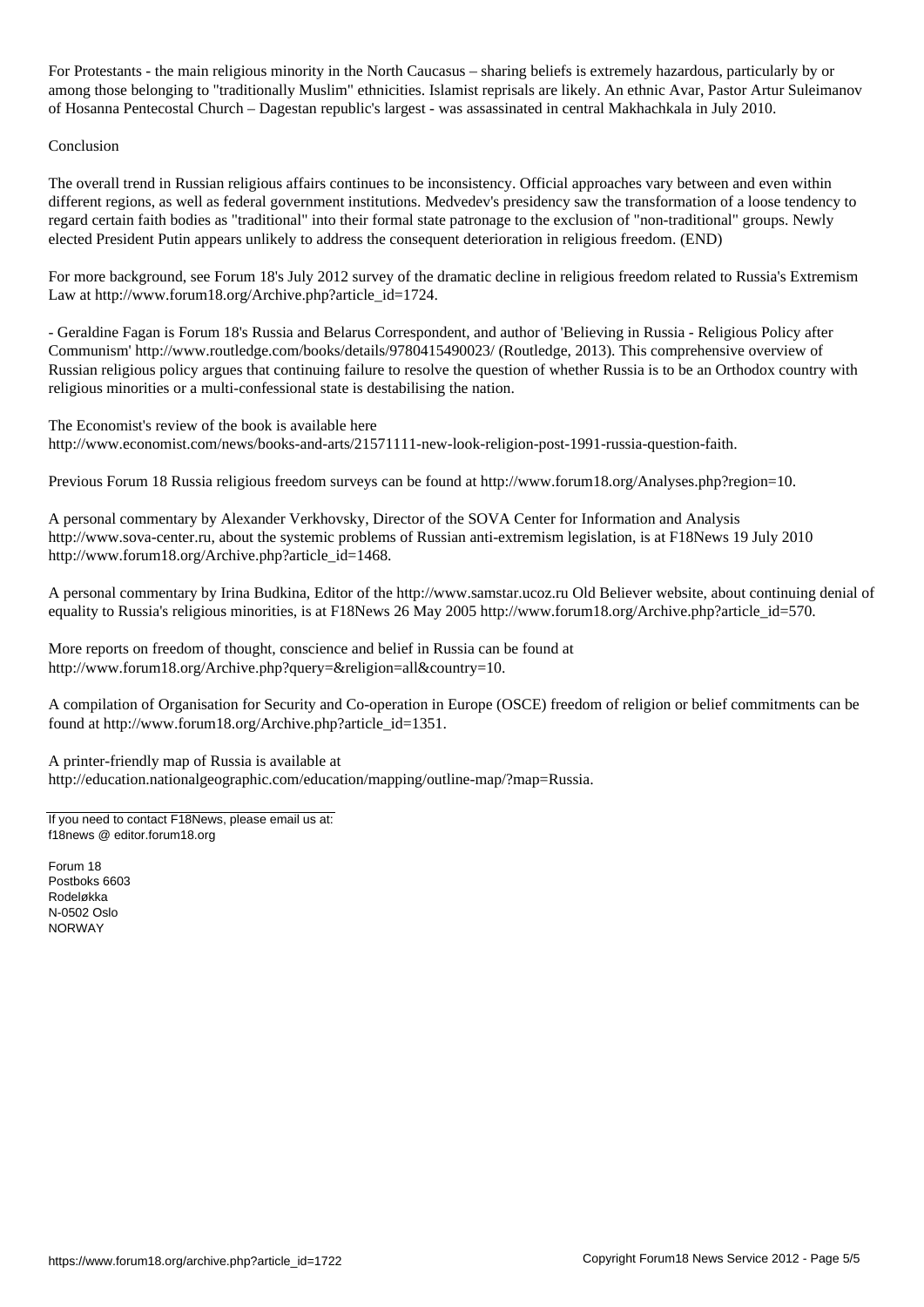For Protestants - the main religious minority in the North Caucasus – sharing beliefs is extremely hazardous, particularly by or among those belonging to "traditionally Muslim" ethnicities. Islamist reprisals are likely. An ethnic Avar, Pastor Artur Suleimanov of Hosanna Pentecostal Church – Dagestan republic's largest - was assassinated in central Makhachkala in July 2010.

## Conclusion

The overall trend in Russian religious affairs continues to be inconsistency. Official approaches vary between and even within different regions, as well as federal government institutions. Medvedev's presidency saw the transformation of a loose tendency to regard certain faith bodies as "traditional" into their formal state patronage to the exclusion of "non-traditional" groups. Newly elected President Putin appears unlikely to address the consequent deterioration in religious freedom. (END)

For more background, see Forum 18's July 2012 survey of the dramatic decline in religious freedom related to Russia's Extremism Law at http://www.forum18.org/Archive.php?article_id=1724.

- Geraldine Fagan is Forum 18's Russia and Belarus Correspondent, and author of 'Believing in Russia - Religious Policy after Communism' http://www.routledge.com/books/details/9780415490023/ (Routledge, 2013). This comprehensive overview of Russian religious policy argues that continuing failure to resolve the question of whether Russia is to be an Orthodox country with religious minorities or a multi-confessional state is destabilising the nation.

The Economist's review of the book is available here http://www.economist.com/news/books-and-arts/21571111-new-look-religion-post-1991-russia-question-faith.

Previous Forum 18 Russia religious freedom surveys can be found at http://www.forum18.org/Analyses.php?region=10.

A personal commentary by Alexander Verkhovsky, Director of the SOVA Center for Information and Analysis http://www.sova-center.ru, about the systemic problems of Russian anti-extremism legislation, is at F18News 19 July 2010 http://www.forum18.org/Archive.php?article_id=1468.

A personal commentary by Irina Budkina, Editor of the http://www.samstar.ucoz.ru Old Believer website, about continuing denial of equality to Russia's religious minorities, is at F18News 26 May 2005 http://www.forum18.org/Archive.php?article_id=570.

More reports on freedom of thought, conscience and belief in Russia can be found at http://www.forum18.org/Archive.php?query=&religion=all&country=10.

A compilation of Organisation for Security and Co-operation in Europe (OSCE) freedom of religion or belief commitments can be found at http://www.forum18.org/Archive.php?article_id=1351.

A printer-friendly map of Russia is available at http://education.nationalgeographic.com/education/mapping/outline-map/?map=Russia.

---

If you need to contact F18News, please email us at:
f18news @ editor.forum18.org

Forum 18
Postboks 6603
Rodeløkka
N-0502 Oslo
NORWAY